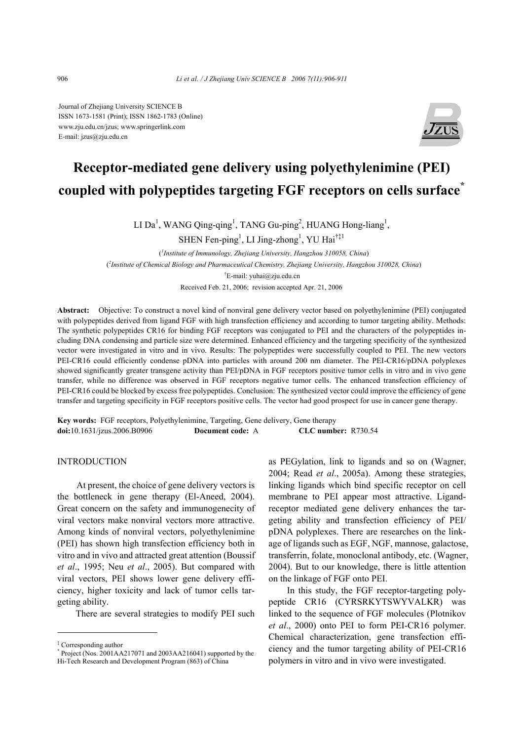Journal of Zhejiang University SCIENCE B
ISSN 1673-1581 (Print); ISSN 1862-1783 (Online)
www.zju.edu.cn/jzus; www.springerlink.com
E-mail: jzus@zju.edu.cn

# Receptor-mediated gene delivery using polyethylenimine (PEI) coupled with polypeptides targeting FGF receptors on cells surface*

LI Da[1], WANG Qing-qing[1], TANG Gu-ping[2], HUANG Hong-liang[1], SHEN Fen-ping[1], LI Jing-zhong[1], YU Hai[†‡1]

([1]*Institute of Immunology, Zhejiang University, Hangzhou 310058, China*)

([2]*Institute of Chemical Biology and Pharmaceutical Chemistry, Zhejiang University, Hangzhou 310028, China*)

[†]E-mail: yuhai@zju.edu.cn

Received Feb. 21, 2006; revision accepted Apr. 21, 2006

**Abstract:** Objective: To construct a novel kind of nonviral gene delivery vector based on polyethylenimine (PEI) conjugated with polypeptides derived from ligand FGF with high transfection efficiency and according to tumor targeting ability. Methods: The synthetic polypeptides CR16 for binding FGF receptors was conjugated to PEI and the characters of the polypeptides including DNA condensing and particle size were determined. Enhanced efficiency and the targeting specificity of the synthesized vector were investigated in vitro and in vivo. Results: The polypeptides were successfully coupled to PEI. The new vectors PEI-CR16 could efficiently condense pDNA into particles with around 200 nm diameter. The PEI-CR16/pDNA polyplexes showed significantly greater transgene activity than PEI/pDNA in FGF receptors positive tumor cells in vitro and in vivo gene transfer, while no difference was observed in FGF receptors negative tumor cells. The enhanced transfection efficiency of PEI-CR16 could be blocked by excess free polypeptides. Conclusion: The synthesized vector could improve the efficiency of gene transfer and targeting specificity in FGF receptors positive cells. The vector had good prospect for use in cancer gene therapy.

**Key words:** FGF receptors, Polyethylenimine, Targeting, Gene delivery, Gene therapy
**doi:**10.1631/jzus.2006.B0906 **Document code:** A **CLC number:** R730.54

## INTRODUCTION

At present, the choice of gene delivery vectors is the bottleneck in gene therapy (El-Aneed, 2004). Great concern on the safety and immunogenecity of viral vectors make nonviral vectors more attractive. Among kinds of nonviral vectors, polyethylenimine (PEI) has shown high transfection efficiency both in vitro and in vivo and attracted great attention (Boussif *et al*., 1995; Neu *et al*., 2005). But compared with viral vectors, PEI shows lower gene delivery efficiency, higher toxicity and lack of tumor cells targeting ability.

There are several strategies to modify PEI such as PEGylation, link to ligands and so on (Wagner, 2004; Read *et al*., 2005a). Among these strategies, linking ligands which bind specific receptor on cell membrane to PEI appear most attractive. Ligand-receptor mediated gene delivery enhances the targeting ability and transfection efficiency of PEI/pDNA polyplexes. There are researches on the linkage of ligands such as EGF, NGF, mannose, galactose, transferrin, folate, monoclonal antibody, etc. (Wagner, 2004). But to our knowledge, there is little attention on the linkage of FGF onto PEI.

In this study, the FGF receptor-targeting polypeptide CR16 (CYRSRKYTSWYVALKR) was linked to the sequence of FGF molecules (Plotnikov *et al*., 2000) onto PEI to form PEI-CR16 polymer. Chemical characterization, gene transfection efficiency and the tumor targeting ability of PEI-CR16 polymers in vitro and in vivo were investigated.

---

[‡] Corresponding author
[*] Project (Nos. 2001AA217071 and 2003AA216041) supported by the Hi-Tech Research and Development Program (863) of China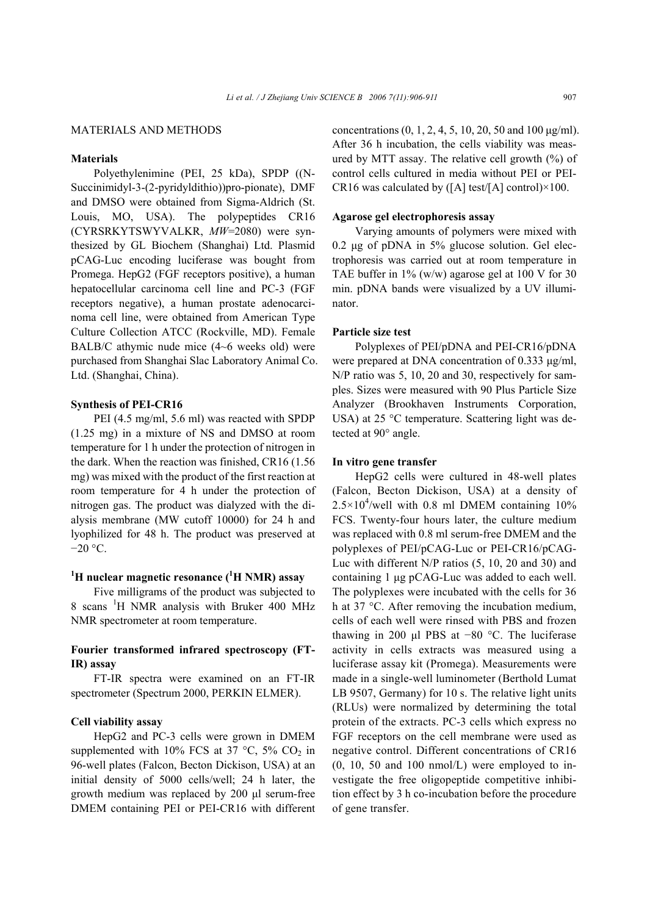## MATERIALS AND METHODS

### Materials

Polyethylenimine (PEI, 25 kDa), SPDP ((N-Succinimidyl-3-(2-pyridyldithio))pro-pionate), DMF and DMSO were obtained from Sigma-Aldrich (St. Louis, MO, USA). The polypeptides CR16 (CYRSRKYTSWYVALKR, *MW*=2080) were synthesized by GL Biochem (Shanghai) Ltd. Plasmid pCAG-Luc encoding luciferase was bought from Promega. HepG2 (FGF receptors positive), a human hepatocellular carcinoma cell line and PC-3 (FGF receptors negative), a human prostate adenocarcinoma cell line, were obtained from American Type Culture Collection ATCC (Rockville, MD). Female BALB/C athymic nude mice (4~6 weeks old) were purchased from Shanghai Slac Laboratory Animal Co. Ltd. (Shanghai, China).

### Synthesis of PEI-CR16

PEI (4.5 mg/ml, 5.6 ml) was reacted with SPDP (1.25 mg) in a mixture of NS and DMSO at room temperature for 1 h under the protection of nitrogen in the dark. When the reaction was finished, CR16 (1.56 mg) was mixed with the product of the first reaction at room temperature for 4 h under the protection of nitrogen gas. The product was dialyzed with the dialysis membrane (MW cutoff 10000) for 24 h and lyophilized for 48 h. The product was preserved at −20 °C.

### $^1$H nuclear magnetic resonance ($^1$H NMR) assay

Five milligrams of the product was subjected to 8 scans $^1$H NMR analysis with Bruker 400 MHz NMR spectrometer at room temperature.

### Fourier transformed infrared spectroscopy (FT-IR) assay

FT-IR spectra were examined on an FT-IR spectrometer (Spectrum 2000, PERKIN ELMER).

### Cell viability assay

HepG2 and PC-3 cells were grown in DMEM supplemented with 10% FCS at 37 °C, 5% $CO_2$ in 96-well plates (Falcon, Becton Dickison, USA) at an initial density of 5000 cells/well; 24 h later, the growth medium was replaced by 200 μl serum-free DMEM containing PEI or PEI-CR16 with different concentrations (0, 1, 2, 4, 5, 10, 20, 50 and 100 μg/ml). After 36 h incubation, the cells viability was measured by MTT assay. The relative cell growth (%) of control cells cultured in media without PEI or PEI-CR16 was calculated by ([A] test/[A] control)×100.

### Agarose gel electrophoresis assay

Varying amounts of polymers were mixed with 0.2 μg of pDNA in 5% glucose solution. Gel electrophoresis was carried out at room temperature in TAE buffer in 1% (w/w) agarose gel at 100 V for 30 min. pDNA bands were visualized by a UV illuminator.

### Particle size test

Polyplexes of PEI/pDNA and PEI-CR16/pDNA were prepared at DNA concentration of 0.333 μg/ml, N/P ratio was 5, 10, 20 and 30, respectively for samples. Sizes were measured with 90 Plus Particle Size Analyzer (Brookhaven Instruments Corporation, USA) at 25 °C temperature. Scattering light was detected at 90° angle.

### In vitro gene transfer

HepG2 cells were cultured in 48-well plates (Falcon, Becton Dickison, USA) at a density of $2.5\times10^4$/well with 0.8 ml DMEM containing 10% FCS. Twenty-four hours later, the culture medium was replaced with 0.8 ml serum-free DMEM and the polyplexes of PEI/pCAG-Luc or PEI-CR16/pCAG-Luc with different N/P ratios (5, 10, 20 and 30) and containing 1 μg pCAG-Luc was added to each well. The polyplexes were incubated with the cells for 36 h at 37 °C. After removing the incubation medium, cells of each well were rinsed with PBS and frozen thawing in 200 μl PBS at −80 °C. The luciferase activity in cells extracts was measured using a luciferase assay kit (Promega). Measurements were made in a single-well luminometer (Berthold Lumat LB 9507, Germany) for 10 s. The relative light units (RLUs) were normalized by determining the total protein of the extracts. PC-3 cells which express no FGF receptors on the cell membrane were used as negative control. Different concentrations of CR16 (0, 10, 50 and 100 nmol/L) were employed to investigate the free oligopeptide competitive inhibition effect by 3 h co-incubation before the procedure of gene transfer.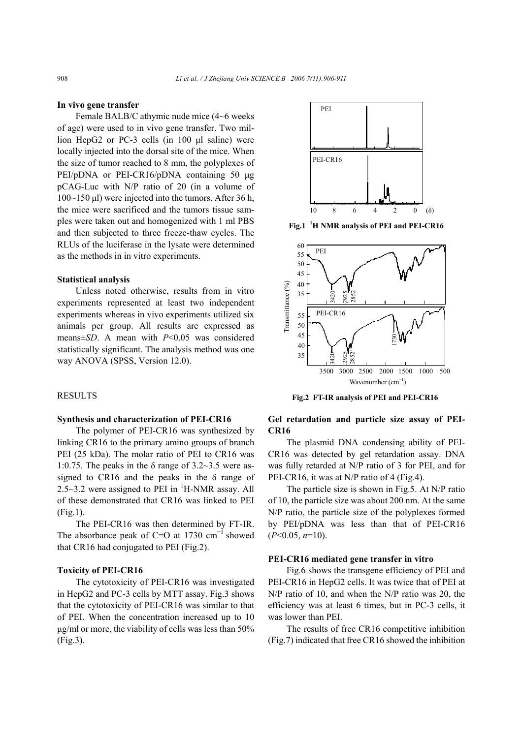### In vivo gene transfer

Female BALB/C athymic nude mice (4~6 weeks of age) were used to in vivo gene transfer. Two million HepG2 or PC-3 cells (in 100 μl saline) were locally injected into the dorsal site of the mice. When the size of tumor reached to 8 mm, the polyplexes of PEI/pDNA or PEI-CR16/pDNA containing 50 μg pCAG-Luc with N/P ratio of 20 (in a volume of 100~150 μl) were injected into the tumors. After 36 h, the mice were sacrificed and the tumors tissue samples were taken out and homogenized with 1 ml PBS and then subjected to three freeze-thaw cycles. The RLUs of the luciferase in the lysate were determined as the methods in in vitro experiments.

### Statistical analysis

Unless noted otherwise, results from in vitro experiments represented at least two independent experiments whereas in vivo experiments utilized six animals per group. All results are expressed as means±*SD*. A mean with $P<0.05$ was considered statistically significant. The analysis method was one way ANOVA (SPSS, Version 12.0).

## RESULTS

### Synthesis and characterization of PEI-CR16

The polymer of PEI-CR16 was synthesized by linking CR16 to the primary amino groups of branch PEI (25 kDa). The molar ratio of PEI to CR16 was 1:0.75. The peaks in the δ range of 3.2~3.5 were assigned to CR16 and the peaks in the δ range of 2.5~3.2 were assigned to PEI in $^{1}$H-NMR assay. All of these demonstrated that CR16 was linked to PEI (Fig.1).

The PEI-CR16 was then determined by FT-IR. The absorbance peak of C=O at 1730 cm$^{-1}$ showed that CR16 had conjugated to PEI (Fig.2).

### Toxicity of PEI-CR16

The cytotoxicity of PEI-CR16 was investigated in HepG2 and PC-3 cells by MTT assay. Fig.3 shows that the cytotoxicity of PEI-CR16 was similar to that of PEI. When the concentration increased up to 10 μg/ml or more, the viability of cells was less than 50% (Fig.3).

**Fig.1 $^{1}$H NMR analysis of PEI and PEI-CR16**

**Fig.2 FT-IR analysis of PEI and PEI-CR16**

### Gel retardation and particle size assay of PEI-CR16

The plasmid DNA condensing ability of PEI-CR16 was detected by gel retardation assay. DNA was fully retarded at N/P ratio of 3 for PEI, and for PEI-CR16, it was at N/P ratio of 4 (Fig.4).

The particle size is shown in Fig.5. At N/P ratio of 10, the particle size was about 200 nm. At the same N/P ratio, the particle size of the polyplexes formed by PEI/pDNA was less than that of PEI-CR16 ($P<0.05$, $n=10$).

### PEI-CR16 mediated gene transfer in vitro

Fig.6 shows the transgene efficiency of PEI and PEI-CR16 in HepG2 cells. It was twice that of PEI at N/P ratio of 10, and when the N/P ratio was 20, the efficiency was at least 6 times, but in PC-3 cells, it was lower than PEI.

The results of free CR16 competitive inhibition (Fig.7) indicated that free CR16 showed the inhibition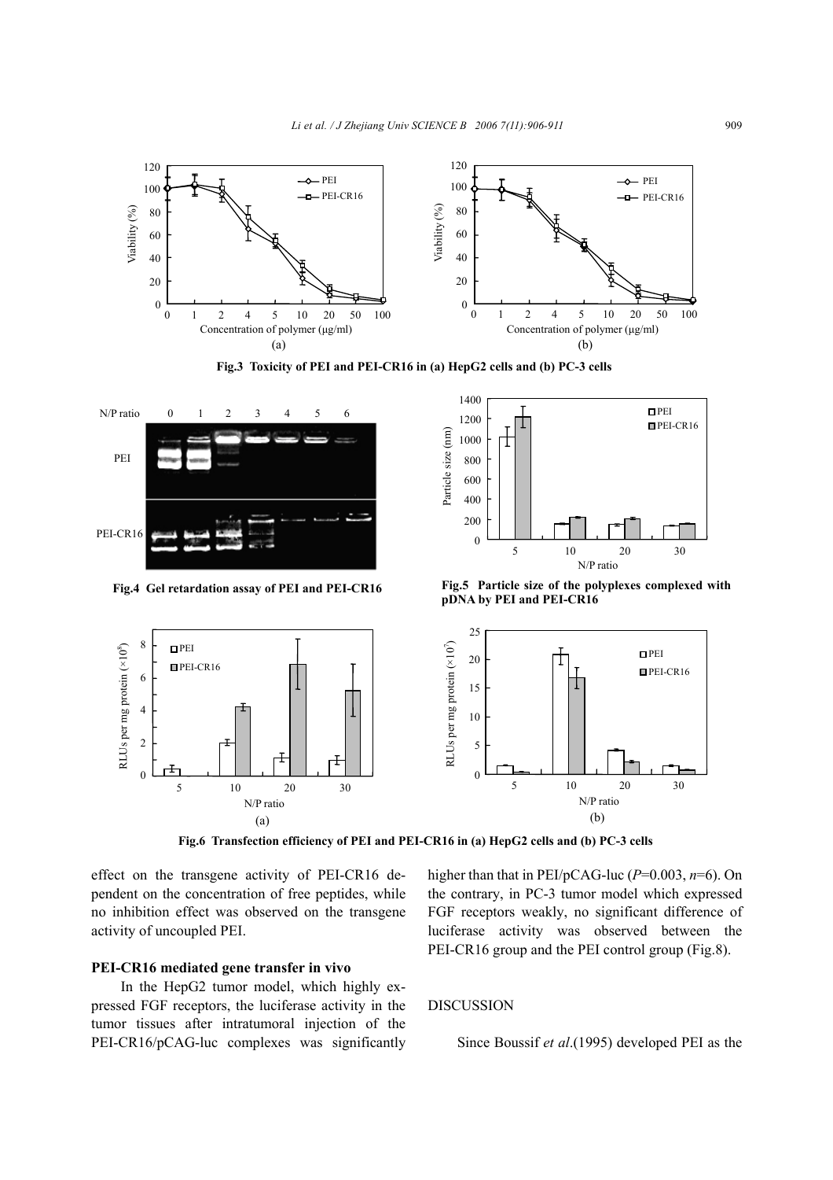**Fig.3 Toxicity of PEI and PEI-CR16 in (a) HepG2 cells and (b) PC-3 cells**

**Fig.4 Gel retardation assay of PEI and PEI-CR16**

**Fig.5 Particle size of the polyplexes complexed with pDNA by PEI and PEI-CR16**

**Fig.6 Transfection efficiency of PEI and PEI-CR16 in (a) HepG2 cells and (b) PC-3 cells**

effect on the transgene activity of PEI-CR16 dependent on the concentration of free peptides, while no inhibition effect was observed on the transgene activity of uncoupled PEI.

### PEI-CR16 mediated gene transfer in vivo

In the HepG2 tumor model, which highly expressed FGF receptors, the luciferase activity in the tumor tissues after intratumoral injection of the PEI-CR16/pCAG-luc complexes was significantly higher than that in PEI/pCAG-luc ($P$=0.003, $n$=6). On the contrary, in PC-3 tumor model which expressed FGF receptors weakly, no significant difference of luciferase activity was observed between the PEI-CR16 group and the PEI control group (Fig.8).

## DISCUSSION

Since Boussif *et al*.(1995) developed PEI as the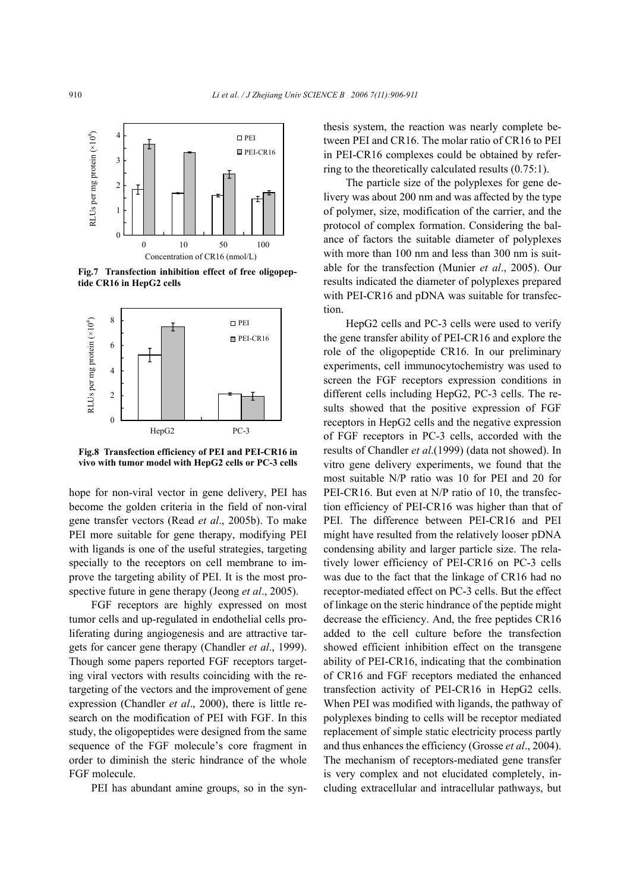Fig.7 Transfection inhibition effect of free oligopeptide CR16 in HepG2 cells

Fig.8 Transfection efficiency of PEI and PEI-CR16 in vivo with tumor model with HepG2 cells or PC-3 cells

hope for non-viral vector in gene delivery, PEI has become the golden criteria in the field of non-viral gene transfer vectors (Read *et al*., 2005b). To make PEI more suitable for gene therapy, modifying PEI with ligands is one of the useful strategies, targeting specially to the receptors on cell membrane to improve the targeting ability of PEI. It is the most prospective future in gene therapy (Jeong *et al*., 2005).

FGF receptors are highly expressed on most tumor cells and up-regulated in endothelial cells proliferating during angiogenesis and are attractive targets for cancer gene therapy (Chandler *et al*., 1999). Though some papers reported FGF receptors targeting viral vectors with results coinciding with the retargeting of the vectors and the improvement of gene expression (Chandler *et al*., 2000), there is little research on the modification of PEI with FGF. In this study, the oligopeptides were designed from the same sequence of the FGF molecule's core fragment in order to diminish the steric hindrance of the whole FGF molecule.

PEI has abundant amine groups, so in the synthesis system, the reaction was nearly complete between PEI and CR16. The molar ratio of CR16 to PEI in PEI-CR16 complexes could be obtained by referring to the theoretically calculated results (0.75:1).

The particle size of the polyplexes for gene delivery was about 200 nm and was affected by the type of polymer, size, modification of the carrier, and the protocol of complex formation. Considering the balance of factors the suitable diameter of polyplexes with more than 100 nm and less than 300 nm is suitable for the transfection (Munier *et al*., 2005). Our results indicated the diameter of polyplexes prepared with PEI-CR16 and pDNA was suitable for transfection.

HepG2 cells and PC-3 cells were used to verify the gene transfer ability of PEI-CR16 and explore the role of the oligopeptide CR16. In our preliminary experiments, cell immunocytochemistry was used to screen the FGF receptors expression conditions in different cells including HepG2, PC-3 cells. The results showed that the positive expression of FGF receptors in HepG2 cells and the negative expression of FGF receptors in PC-3 cells, accorded with the results of Chandler *et al*.(1999) (data not showed). In vitro gene delivery experiments, we found that the most suitable N/P ratio was 10 for PEI and 20 for PEI-CR16. But even at N/P ratio of 10, the transfection efficiency of PEI-CR16 was higher than that of PEI. The difference between PEI-CR16 and PEI might have resulted from the relatively looser pDNA condensing ability and larger particle size. The relatively lower efficiency of PEI-CR16 on PC-3 cells was due to the fact that the linkage of CR16 had no receptor-mediated effect on PC-3 cells. But the effect of linkage on the steric hindrance of the peptide might decrease the efficiency. And, the free peptides CR16 added to the cell culture before the transfection showed efficient inhibition effect on the transgene ability of PEI-CR16, indicating that the combination of CR16 and FGF receptors mediated the enhanced transfection activity of PEI-CR16 in HepG2 cells. When PEI was modified with ligands, the pathway of polyplexes binding to cells will be receptor mediated replacement of simple static electricity process partly and thus enhances the efficiency (Grosse *et al*., 2004). The mechanism of receptors-mediated gene transfer is very complex and not elucidated completely, including extracellular and intracellular pathways, but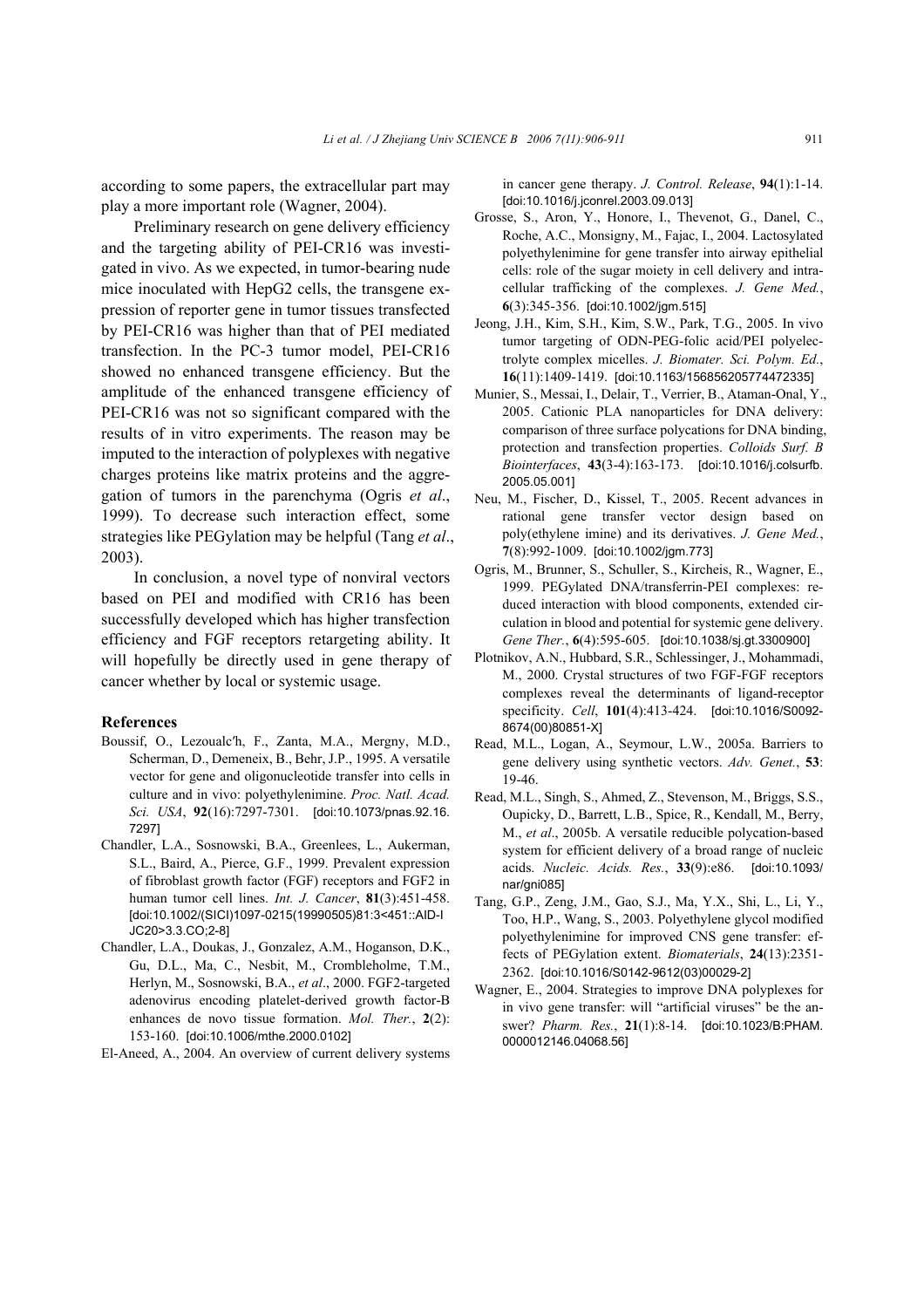according to some papers, the extracellular part may play a more important role (Wagner, 2004).

Preliminary research on gene delivery efficiency and the targeting ability of PEI-CR16 was investigated in vivo. As we expected, in tumor-bearing nude mice inoculated with HepG2 cells, the transgene expression of reporter gene in tumor tissues transfected by PEI-CR16 was higher than that of PEI mediated transfection. In the PC-3 tumor model, PEI-CR16 showed no enhanced transgene efficiency. But the amplitude of the enhanced transgene efficiency of PEI-CR16 was not so significant compared with the results of in vitro experiments. The reason may be imputed to the interaction of polyplexes with negative charges proteins like matrix proteins and the aggregation of tumors in the parenchyma (Ogris *et al*., 1999). To decrease such interaction effect, some strategies like PEGylation may be helpful (Tang *et al*., 2003).

In conclusion, a novel type of nonviral vectors based on PEI and modified with CR16 has been successfully developed which has higher transfection efficiency and FGF receptors retargeting ability. It will hopefully be directly used in gene therapy of cancer whether by local or systemic usage.

## References

Boussif, O., Lezoualc'h, F., Zanta, M.A., Mergny, M.D., Scherman, D., Demeneix, B., Behr, J.P., 1995. A versatile vector for gene and oligonucleotide transfer into cells in culture and in vivo: polyethylenimine. *Proc. Natl. Acad. Sci. USA*, **92**(16):7297-7301. [doi:10.1073/pnas.92.16.7297]

Chandler, L.A., Sosnowski, B.A., Greenlees, L., Aukerman, S.L., Baird, A., Pierce, G.F., 1999. Prevalent expression of fibroblast growth factor (FGF) receptors and FGF2 in human tumor cell lines. *Int. J. Cancer*, **81**(3):451-458. [doi:10.1002/(SICI)1097-0215(19990505)81:3<451::AID-IJC20>3.3.CO;2-8]

Chandler, L.A., Doukas, J., Gonzalez, A.M., Hoganson, D.K., Gu, D.L., Ma, C., Nesbit, M., Crombleholme, T.M., Herlyn, M., Sosnowski, B.A., *et al*., 2000. FGF2-targeted adenovirus encoding platelet-derived growth factor-B enhances de novo tissue formation. *Mol. Ther.*, **2**(2):153-160. [doi:10.1006/mthe.2000.0102]

El-Aneed, A., 2004. An overview of current delivery systems in cancer gene therapy. *J. Control. Release*, **94**(1):1-14. [doi:10.1016/j.jconrel.2003.09.013]

Grosse, S., Aron, Y., Honore, I., Thevenot, G., Danel, C., Roche, A.C., Monsigny, M., Fajac, I., 2004. Lactosylated polyethylenimine for gene transfer into airway epithelial cells: role of the sugar moiety in cell delivery and intracellular trafficking of the complexes. *J. Gene Med.*, **6**(3):345-356. [doi:10.1002/jgm.515]

Jeong, J.H., Kim, S.H., Kim, S.W., Park, T.G., 2005. In vivo tumor targeting of ODN-PEG-folic acid/PEI polyelectrolyte complex micelles. *J. Biomater. Sci. Polym. Ed.*, **16**(11):1409-1419. [doi:10.1163/156856205774472335]

Munier, S., Messai, I., Delair, T., Verrier, B., Ataman-Onal, Y., 2005. Cationic PLA nanoparticles for DNA delivery: comparison of three surface polycations for DNA binding, protection and transfection properties. *Colloids Surf. B Biointerfaces*, **43**(3-4):163-173. [doi:10.1016/j.colsurfb.2005.05.001]

Neu, M., Fischer, D., Kissel, T., 2005. Recent advances in rational gene transfer vector design based on poly(ethylene imine) and its derivatives. *J. Gene Med.*, **7**(8):992-1009. [doi:10.1002/jgm.773]

Ogris, M., Brunner, S., Schuller, S., Kircheis, R., Wagner, E., 1999. PEGylated DNA/transferrin-PEI complexes: reduced interaction with blood components, extended circulation in blood and potential for systemic gene delivery. *Gene Ther.*, **6**(4):595-605. [doi:10.1038/sj.gt.3300900]

Plotnikov, A.N., Hubbard, S.R., Schlessinger, J., Mohammadi, M., 2000. Crystal structures of two FGF-FGF receptors complexes reveal the determinants of ligand-receptor specificity. *Cell*, **101**(4):413-424. [doi:10.1016/S0092-8674(00)80851-X]

Read, M.L., Logan, A., Seymour, L.W., 2005a. Barriers to gene delivery using synthetic vectors. *Adv. Genet.*, **53**:19-46.

Read, M.L., Singh, S., Ahmed, Z., Stevenson, M., Briggs, S.S., Oupicky, D., Barrett, L.B., Spice, R., Kendall, M., Berry, M., *et al*., 2005b. A versatile reducible polycation-based system for efficient delivery of a broad range of nucleic acids. *Nucleic. Acids. Res.*, **33**(9):e86. [doi:10.1093/nar/gni085]

Tang, G.P., Zeng, J.M., Gao, S.J., Ma, Y.X., Shi, L., Li, Y., Too, H.P., Wang, S., 2003. Polyethylene glycol modified polyethylenimine for improved CNS gene transfer: effects of PEGylation extent. *Biomaterials*, **24**(13):2351-2362. [doi:10.1016/S0142-9612(03)00029-2]

Wagner, E., 2004. Strategies to improve DNA polyplexes for in vivo gene transfer: will "artificial viruses" be the answer? *Pharm. Res.*, **21**(1):8-14. [doi:10.1023/B:PHAM.0000012146.04068.56]